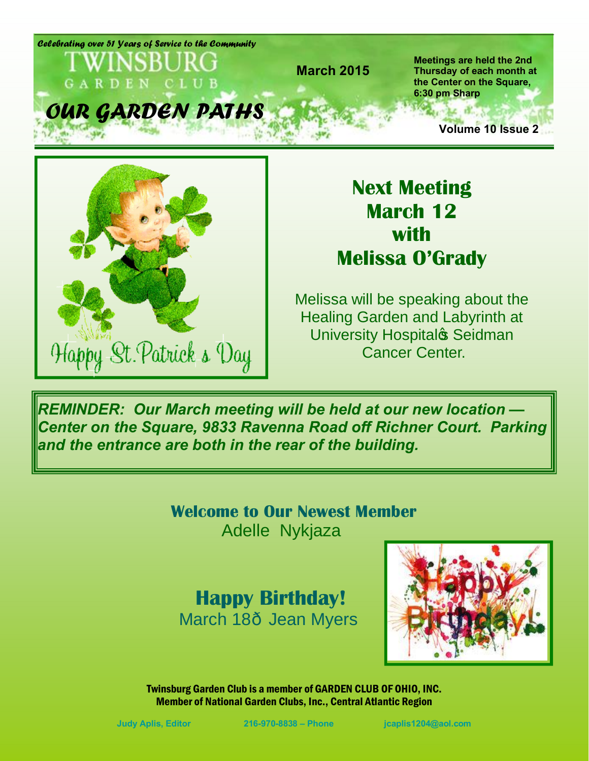Celebrating over 51 Years of Service to the Community

TWINSBURG GARDEN CLUB

# OUR GARDEN PATHS

March 2015

**Meetings are held the 2nd Thursday of each month at the Center on the Square, 6:30 pm Sharp**

**Volume 10 Issue 2**

Happy St. Patrick's Day

## Next Meeting March 12 with Melissa O'Grady

Melissa will be speaking about the Healing Garden and Labyrinth at University Hospital's Seidman Cancer Center.

***REMINDER: Our March meeting will be held at our new location — Center on the Square, 9833 Ravenna Road off Richner Court. Parking and the entrance are both in the rear of the building.***

## Welcome to Our Newest Member

Adelle Nykjaza

## Happy Birthday!

March 18 – Jean Myers

Twinsburg Garden Club is a member of GARDEN CLUB OF OHIO, INC.
Member of National Garden Clubs, Inc., Central Atlantic Region

Judy Aplis, Editor 216-970-8838 – Phone jcaplis1204@aol.com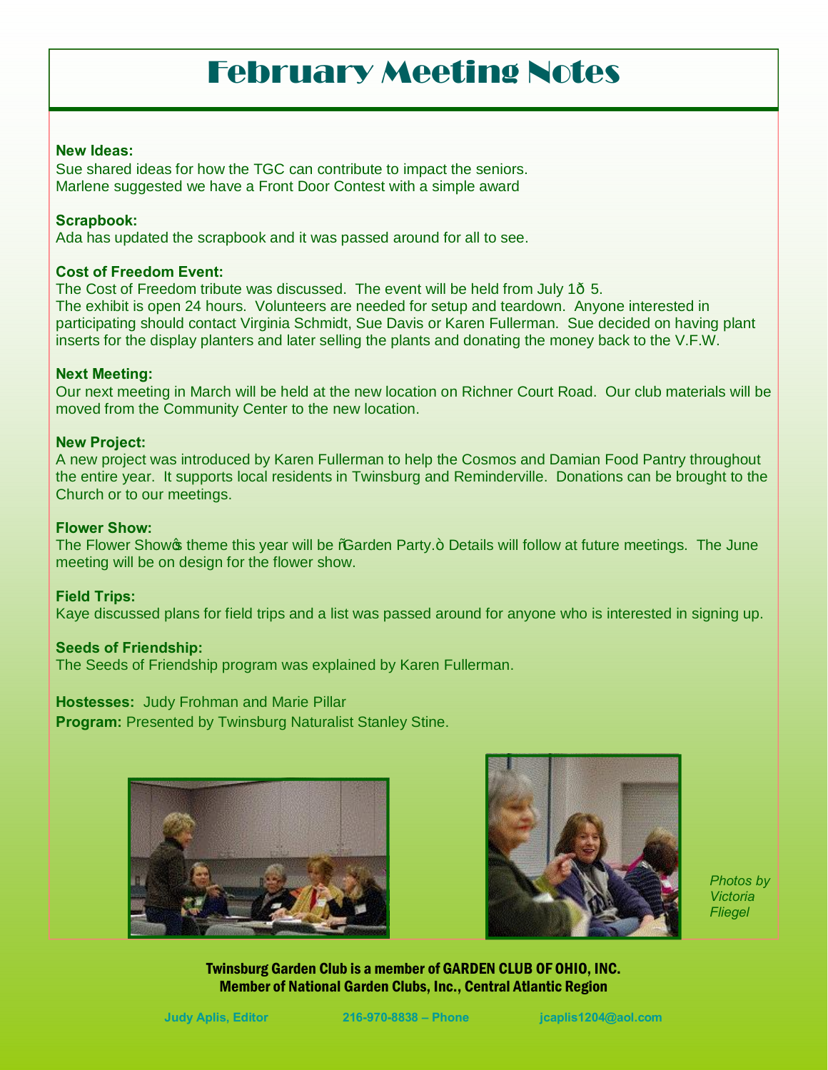# February Meeting Notes

**New Ideas:**
Sue shared ideas for how the TGC can contribute to impact the seniors.
Marlene suggested we have a Front Door Contest with a simple award

**Scrapbook:**
Ada has updated the scrapbook and it was passed around for all to see.

**Cost of Freedom Event:**
The Cost of Freedom tribute was discussed. The event will be held from July 1ð 5.
The exhibit is open 24 hours. Volunteers are needed for setup and teardown. Anyone interested in participating should contact Virginia Schmidt, Sue Davis or Karen Fullerman. Sue decided on having plant inserts for the display planters and later selling the plants and donating the money back to the V.F.W.

**Next Meeting:**
Our next meeting in March will be held at the new location on Richner Court Road. Our club materials will be moved from the Community Center to the new location.

**New Project:**
A new project was introduced by Karen Fullerman to help the Cosmos and Damian Food Pantry throughout the entire year. It supports local residents in Twinsburg and Reminderville. Donations can be brought to the Church or to our meetings.

**Flower Show:**
The Flower Showọs theme this year will be ñGarden Party.ò Details will follow at future meetings. The June meeting will be on design for the flower show.

**Field Trips:**
Kaye discussed plans for field trips and a list was passed around for anyone who is interested in signing up.

**Seeds of Friendship:**
The Seeds of Friendship program was explained by Karen Fullerman.

**Hostesses:** Judy Frohman and Marie Pillar
**Program:** Presented by Twinsburg Naturalist Stanley Stine.

*Photos by Victoria Fliegel*

**Twinsburg Garden Club is a member of GARDEN CLUB OF OHIO, INC.**
**Member of National Garden Clubs, Inc., Central Atlantic Region**

Judy Aplis, Editor 216-970-8838 – Phone jcaplis1204@aol.com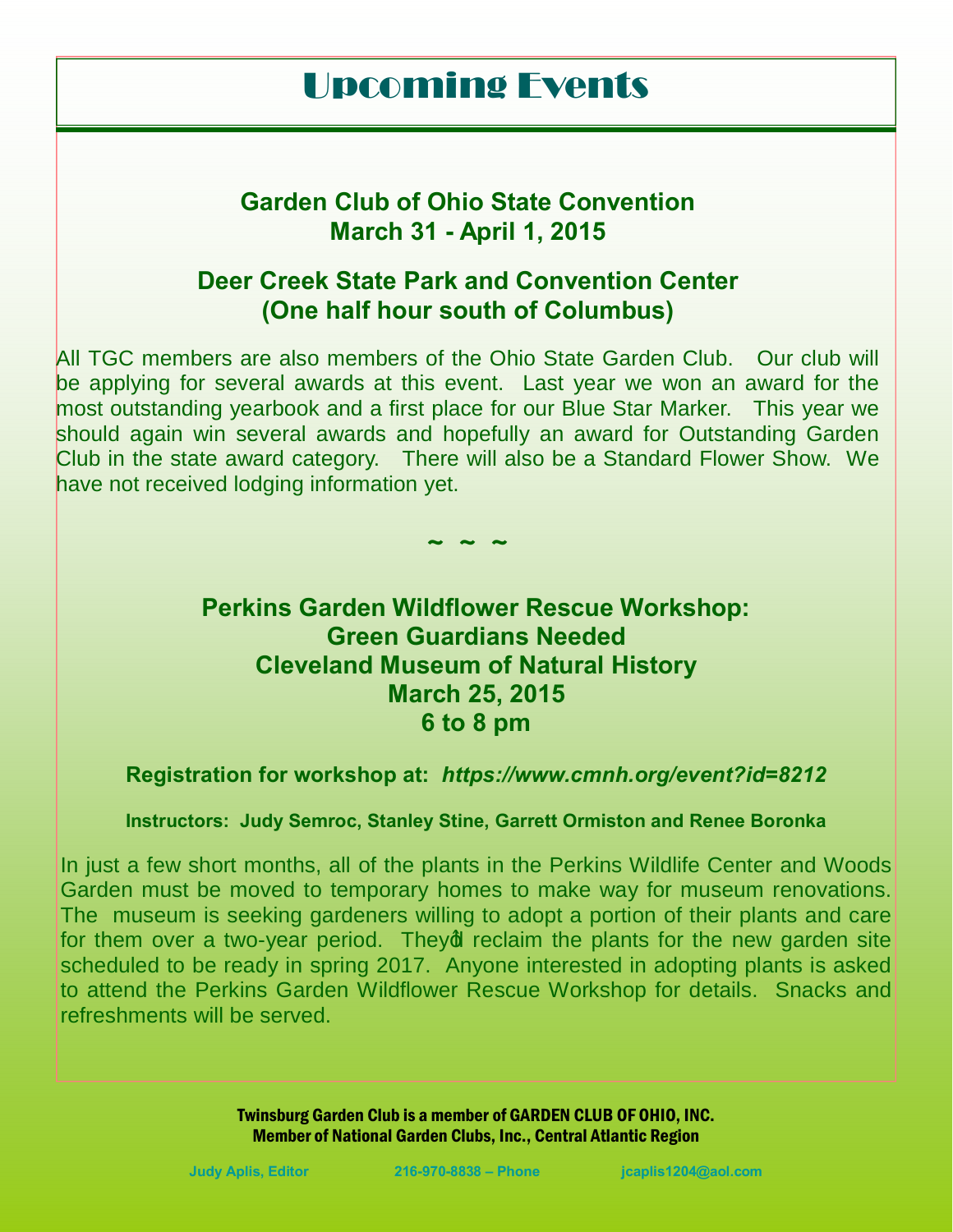# Upcoming Events

## Garden Club of Ohio State Convention
## March 31 - April 1, 2015

### Deer Creek State Park and Convention Center
### (One half hour south of Columbus)

All TGC members are also members of the Ohio State Garden Club. Our club will be applying for several awards at this event. Last year we won an award for the most outstanding yearbook and a first place for our Blue Star Marker. This year we should again win several awards and hopefully an award for Outstanding Garden Club in the state award category. There will also be a Standard Flower Show. We have not received lodging information yet.

~ ~ ~

## Perkins Garden Wildflower Rescue Workshop:
## Green Guardians Needed
## Cleveland Museum of Natural History
## March 25, 2015
## 6 to 8 pm

**Registration for workshop at:** ***https://www.cmnh.org/event?id=8212***

**Instructors: Judy Semroc, Stanley Stine, Garrett Ormiston and Renee Boronka**

In just a few short months, all of the plants in the Perkins Wildlife Center and Woods Garden must be moved to temporary homes to make way for museum renovations. The museum is seeking gardeners willing to adopt a portion of their plants and care for them over a two-year period. They'd reclaim the plants for the new garden site scheduled to be ready in spring 2017. Anyone interested in adopting plants is asked to attend the Perkins Garden Wildflower Rescue Workshop for details. Snacks and refreshments will be served.

**Twinsburg Garden Club is a member of GARDEN CLUB OF OHIO, INC.**
**Member of National Garden Clubs, Inc., Central Atlantic Region**

Judy Aplis, Editor 216-970-8838 – Phone jcaplis1204@aol.com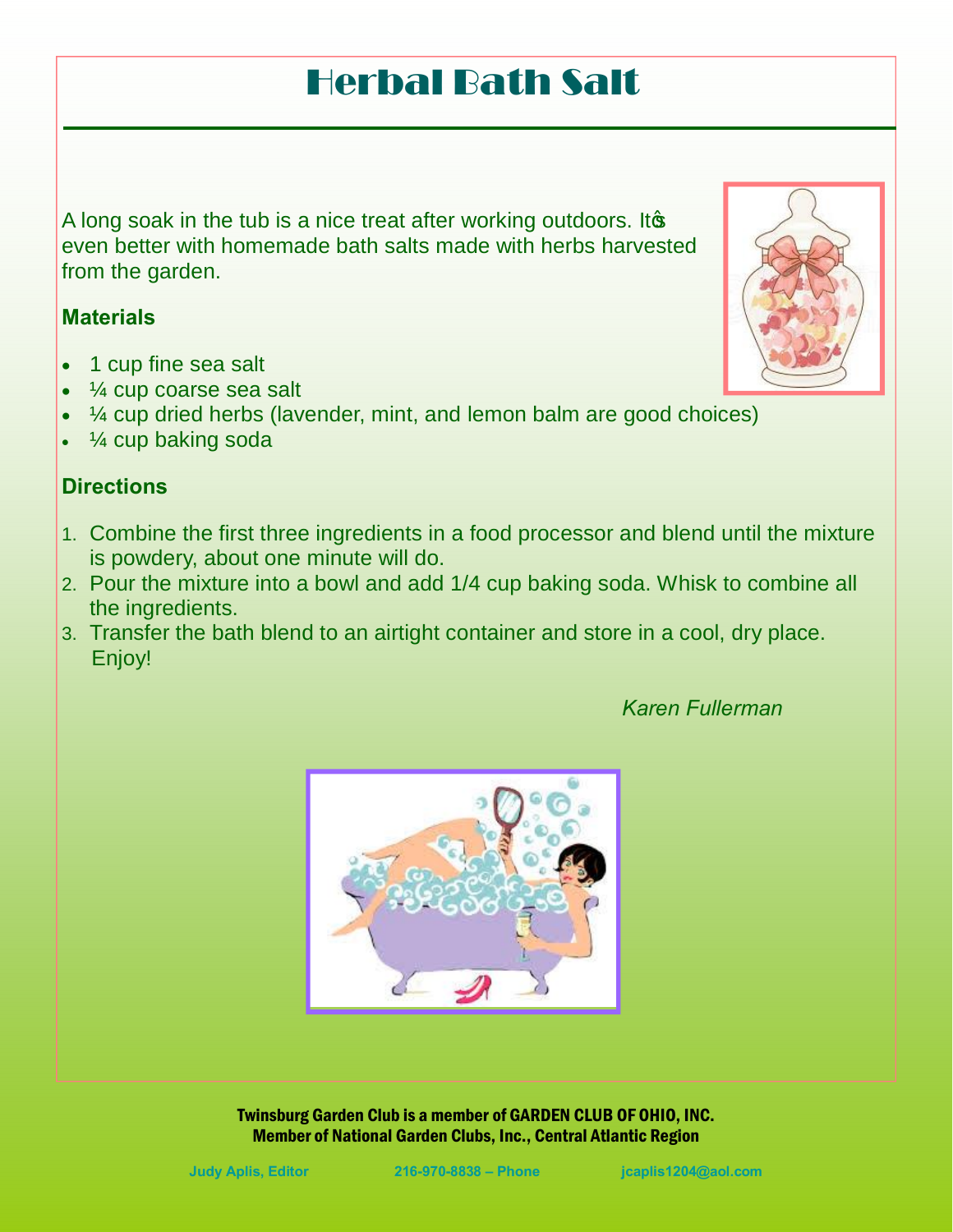# Herbal Bath Salt

A long soak in the tub is a nice treat after working outdoors. It's even better with homemade bath salts made with herbs harvested from the garden.

### Materials

- 1 cup fine sea salt
- ¼ cup coarse sea salt
- ¼ cup dried herbs (lavender, mint, and lemon balm are good choices)
- ¼ cup baking soda

### Directions

1. Combine the first three ingredients in a food processor and blend until the mixture is powdery, about one minute will do.
2. Pour the mixture into a bowl and add 1/4 cup baking soda. Whisk to combine all the ingredients.
3. Transfer the bath blend to an airtight container and store in a cool, dry place. Enjoy!

*Karen Fullerman*

**Twinsburg Garden Club is a member of GARDEN CLUB OF OHIO, INC.**
**Member of National Garden Clubs, Inc., Central Atlantic Region**

Judy Aplis, Editor 216-970-8838 – Phone jcaplis1204@aol.com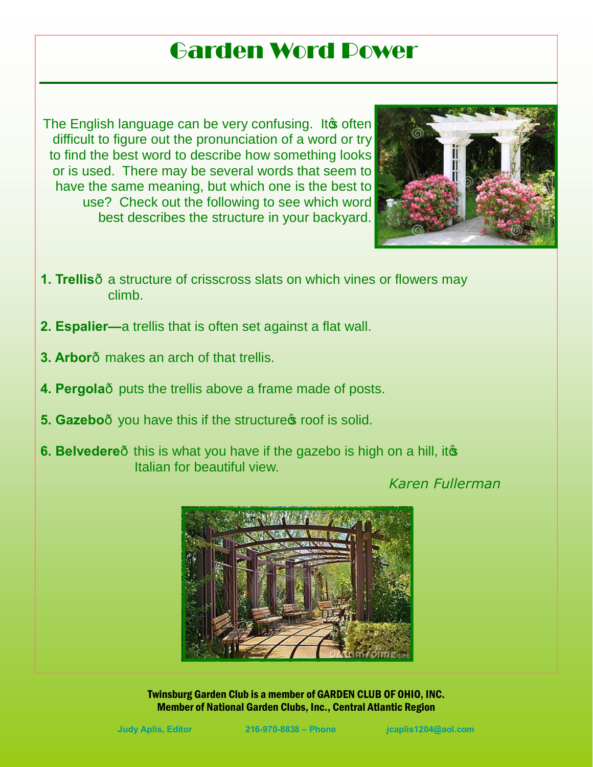# Garden Word Power

The English language can be very confusing. It's often difficult to figure out the pronunciation of a word or try to find the best word to describe how something looks or is used. There may be several words that seem to have the same meaning, but which one is the best to use? Check out the following to see which word best describes the structure in your backyard.

1. **Trellis**— a structure of crisscross slats on which vines or flowers may climb.

2. **Espalier—**a trellis that is often set against a flat wall.

3. **Arbor**— makes an arch of that trellis.

4. **Pergola**— puts the trellis above a frame made of posts.

5. **Gazebo**— you have this if the structure's roof is solid.

6. **Belvedere**— this is what you have if the gazebo is high on a hill, it's Italian for beautiful view.

*Karen Fullerman*

Twinsburg Garden Club is a member of GARDEN CLUB OF OHIO, INC.
Member of National Garden Clubs, Inc., Central Atlantic Region

Judy Aplis, Editor    216-970-8838 – Phone    jcaplis1204@aol.com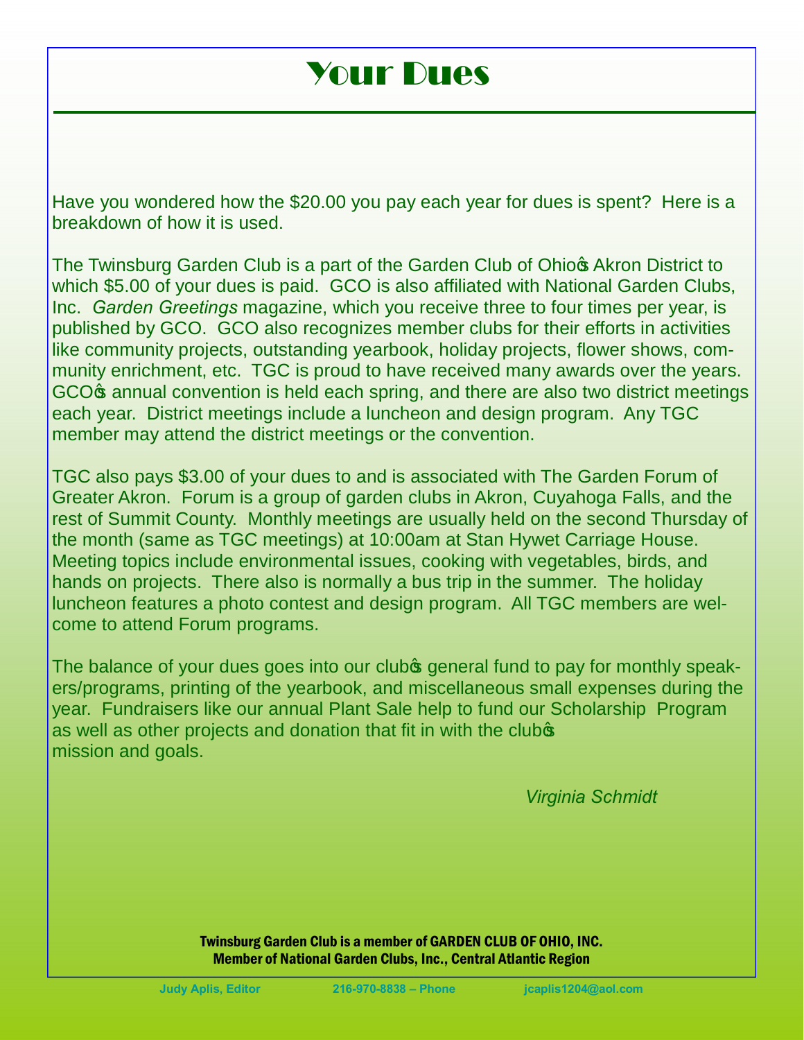# Your Dues

Have you wondered how the $20.00 you pay each year for dues is spent? Here is a breakdown of how it is used.

The Twinsburg Garden Club is a part of the Garden Club of Ohio's Akron District to which $5.00 of your dues is paid. GCO is also affiliated with National Garden Clubs, Inc. *Garden Greetings* magazine, which you receive three to four times per year, is published by GCO. GCO also recognizes member clubs for their efforts in activities like community projects, outstanding yearbook, holiday projects, flower shows, community enrichment, etc. TGC is proud to have received many awards over the years. GCO's annual convention is held each spring, and there are also two district meetings each year. District meetings include a luncheon and design program. Any TGC member may attend the district meetings or the convention.

TGC also pays $3.00 of your dues to and is associated with The Garden Forum of Greater Akron. Forum is a group of garden clubs in Akron, Cuyahoga Falls, and the rest of Summit County. Monthly meetings are usually held on the second Thursday of the month (same as TGC meetings) at 10:00am at Stan Hywet Carriage House. Meeting topics include environmental issues, cooking with vegetables, birds, and hands on projects. There also is normally a bus trip in the summer. The holiday luncheon features a photo contest and design program. All TGC members are welcome to attend Forum programs.

The balance of your dues goes into our club's general fund to pay for monthly speakers/programs, printing of the yearbook, and miscellaneous small expenses during the year. Fundraisers like our annual Plant Sale help to fund our Scholarship Program as well as other projects and donation that fit in with the club's mission and goals.

*Virginia Schmidt*

**Twinsburg Garden Club is a member of GARDEN CLUB OF OHIO, INC.**
**Member of National Garden Clubs, Inc., Central Atlantic Region**

**Judy Aplis, Editor** **216-970-8838 – Phone** **jcaplis1204@aol.com**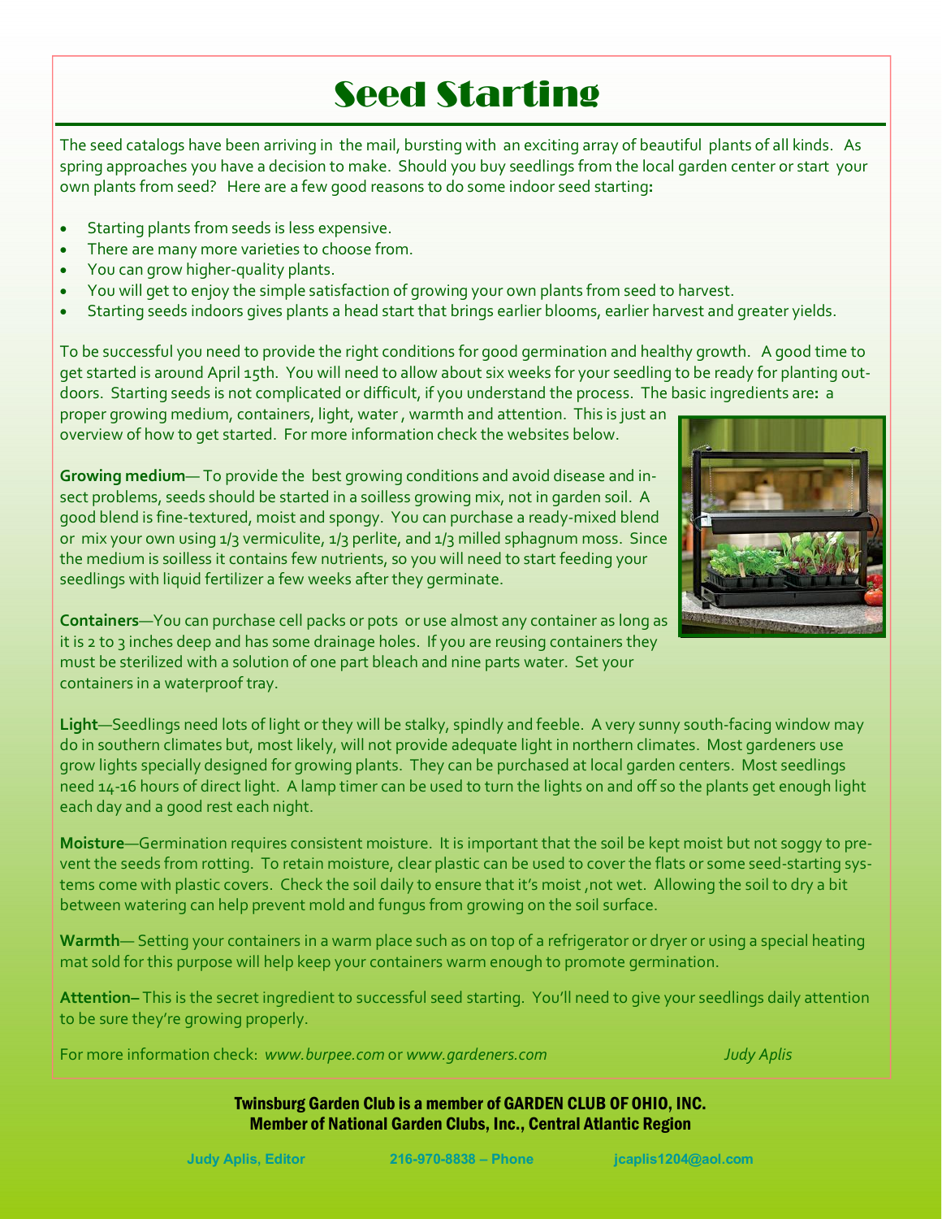# Seed Starting

The seed catalogs have been arriving in the mail, bursting with an exciting array of beautiful plants of all kinds. As spring approaches you have a decision to make. Should you buy seedlings from the local garden center or start your own plants from seed? Here are a few good reasons to do some indoor seed starting**:**

- Starting plants from seeds is less expensive.
- There are many more varieties to choose from.
- You can grow higher-quality plants.
- You will get to enjoy the simple satisfaction of growing your own plants from seed to harvest.
- Starting seeds indoors gives plants a head start that brings earlier blooms, earlier harvest and greater yields.

To be successful you need to provide the right conditions for good germination and healthy growth. A good time to get started is around April 15th. You will need to allow about six weeks for your seedling to be ready for planting outdoors. Starting seeds is not complicated or difficult, if you understand the process. The basic ingredients are**:** a proper growing medium, containers, light, water , warmth and attention. This is just an overview of how to get started. For more information check the websites below.

**Growing medium**— To provide the best growing conditions and avoid disease and insect problems, seeds should be started in a soilless growing mix, not in garden soil. A good blend is fine-textured, moist and spongy. You can purchase a ready-mixed blend or mix your own using 1/3 vermiculite, 1/3 perlite, and 1/3 milled sphagnum moss. Since the medium is soilless it contains few nutrients, so you will need to start feeding your seedlings with liquid fertilizer a few weeks after they germinate.

**Containers**—You can purchase cell packs or pots or use almost any container as long as it is 2 to 3 inches deep and has some drainage holes. If you are reusing containers they must be sterilized with a solution of one part bleach and nine parts water. Set your containers in a waterproof tray.

**Light**—Seedlings need lots of light or they will be stalky, spindly and feeble. A very sunny south-facing window may do in southern climates but, most likely, will not provide adequate light in northern climates. Most gardeners use grow lights specially designed for growing plants. They can be purchased at local garden centers. Most seedlings need 14-16 hours of direct light. A lamp timer can be used to turn the lights on and off so the plants get enough light each day and a good rest each night.

**Moisture**—Germination requires consistent moisture. It is important that the soil be kept moist but not soggy to prevent the seeds from rotting. To retain moisture, clear plastic can be used to cover the flats or some seed-starting systems come with plastic covers. Check the soil daily to ensure that it's moist ,not wet. Allowing the soil to dry a bit between watering can help prevent mold and fungus from growing on the soil surface.

**Warmth**— Setting your containers in a warm place such as on top of a refrigerator or dryer or using a special heating mat sold for this purpose will help keep your containers warm enough to promote germination.

**Attention–** This is the secret ingredient to successful seed starting. You'll need to give your seedlings daily attention to be sure they're growing properly.

For more information check: *www.burpee.com* or *www.gardeners.com*

*Judy Aplis*

**Twinsburg Garden Club is a member of GARDEN CLUB OF OHIO, INC.**
**Member of National Garden Clubs, Inc., Central Atlantic Region**

**Judy Aplis, Editor** **216-970-8838 – Phone** **jcaplis1204@aol.com**